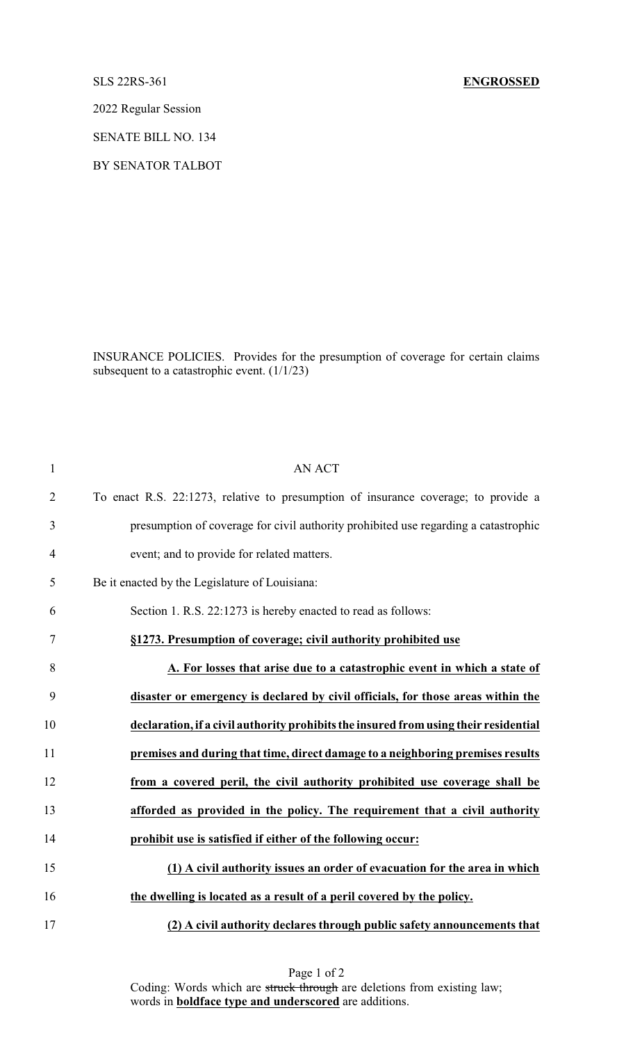SLS 22RS-361 **ENGROSSED**

2022 Regular Session

SENATE BILL NO. 134

BY SENATOR TALBOT

INSURANCE POLICIES. Provides for the presumption of coverage for certain claims subsequent to a catastrophic event. (1/1/23)

AN ACT

To enact R.S. 22:1273, relative to presumption of insurance coverage; to provide a presumption of coverage for civil authority prohibited use regarding a catastrophic event; and to provide for related matters.

Be it enacted by the Legislature of Louisiana:

Section 1. R.S. 22:1273 is hereby enacted to read as follows:

**§1273. Presumption of coverage; civil authority prohibited use**

**A. For losses that arise due to a catastrophic event in which a state of disaster or emergency is declared by civil officials, for those areas within the declaration, if a civil authority prohibits the insured from using their residential premises and during that time, direct damage to a neighboring premises results from a covered peril, the civil authority prohibited use coverage shall be afforded as provided in the policy. The requirement that a civil authority prohibit use is satisfied if either of the following occur:**

**(1) A civil authority issues an order of evacuation for the area in which the dwelling is located as a result of a peril covered by the policy.**

**(2) A civil authority declares through public safety announcements that**

Coding: Words which are ~~struck through~~ are deletions from existing law; words in **boldface type and underscored** are additions.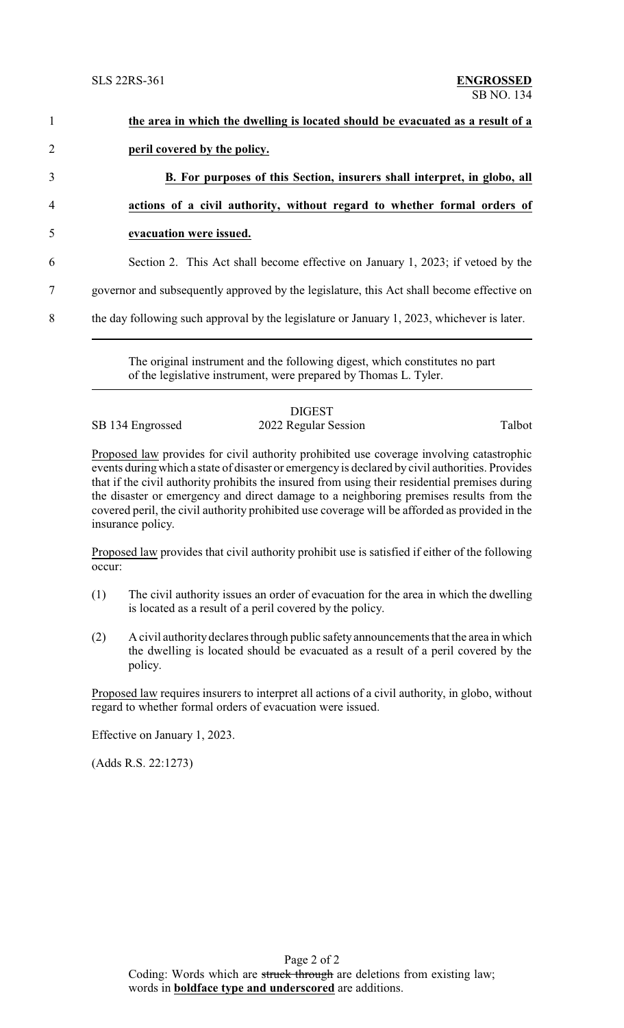**the area in which the dwelling is located should be evacuated as a result of a peril covered by the policy.**

**B. For purposes of this Section, insurers shall interpret, in globo, all actions of a civil authority, without regard to whether formal orders of evacuation were issued.**

Section 2. This Act shall become effective on January 1, 2023; if vetoed by the governor and subsequently approved by the legislature, this Act shall become effective on the day following such approval by the legislature or January 1, 2023, whichever is later.

---

The original instrument and the following digest, which constitutes no part of the legislative instrument, were prepared by Thomas L. Tyler.

---

DIGEST

SB 134 Engrossed — 2022 Regular Session — Talbot

Proposed law provides for civil authority prohibited use coverage involving catastrophic events during which a state of disaster or emergency is declared by civil authorities. Provides that if the civil authority prohibits the insured from using their residential premises during the disaster or emergency and direct damage to a neighboring premises results from the covered peril, the civil authority prohibited use coverage will be afforded as provided in the insurance policy.

Proposed law provides that civil authority prohibit use is satisfied if either of the following occur:

(1) The civil authority issues an order of evacuation for the area in which the dwelling is located as a result of a peril covered by the policy.

(2) A civil authority declares through public safety announcements that the area in which the dwelling is located should be evacuated as a result of a peril covered by the policy.

Proposed law requires insurers to interpret all actions of a civil authority, in globo, without regard to whether formal orders of evacuation were issued.

Effective on January 1, 2023.

(Adds R.S. 22:1273)

Coding: Words which are ~~struck through~~ are deletions from existing law; words in **boldface type and underscored** are additions.